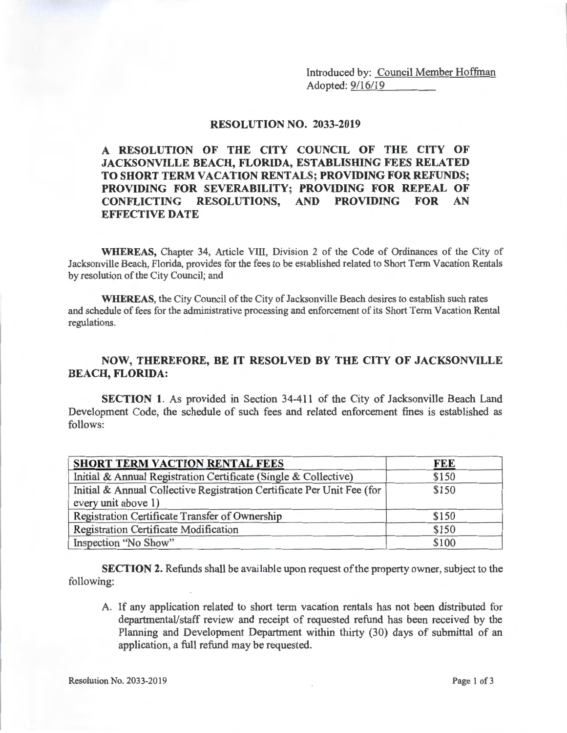Introduced by: Council Member Hoffman
Adopted: 9/16/19

## RESOLUTION NO. 2033-2019

**A RESOLUTION OF THE CITY COUNCIL OF THE CITY OF JACKSONVILLE BEACH, FLORIDA, ESTABLISHING FEES RELATED TO SHORT TERM VACATION RENTALS; PROVIDING FOR REFUNDS; PROVIDING FOR SEVERABILITY; PROVIDING FOR REPEAL OF CONFLICTING RESOLUTIONS, AND PROVIDING FOR AN EFFECTIVE DATE**

**WHEREAS,** Chapter 34, Article VIII, Division 2 of the Code of Ordinances of the City of Jacksonville Beach, Florida, provides for the fees to be established related to Short Term Vacation Rentals by resolution of the City Council; and

**WHEREAS,** the City Council of the City of Jacksonville Beach desires to establish such rates and schedule of fees for the administrative processing and enforcement of its Short Term Vacation Rental regulations.

**NOW, THEREFORE, BE IT RESOLVED BY THE CITY OF JACKSONVILLE BEACH, FLORIDA:**

**SECTION 1.** As provided in Section 34-411 of the City of Jacksonville Beach Land Development Code, the schedule of such fees and related enforcement fines is established as follows:

| SHORT TERM VACTION RENTAL FEES | FEE |
|---|---|
| Initial & Annual Registration Certificate (Single & Collective) | $150 |
| Initial & Annual Collective Registration Certificate Per Unit Fee (for every unit above 1) | $150 |
| Registration Certificate Transfer of Ownership | $150 |
| Registration Certificate Modification | $150 |
| Inspection "No Show" | $100 |

**SECTION 2.** Refunds shall be available upon request of the property owner, subject to the following:

A. If any application related to short term vacation rentals has not been distributed for departmental/staff review and receipt of requested refund has been received by the Planning and Development Department within thirty (30) days of submittal of an application, a full refund may be requested.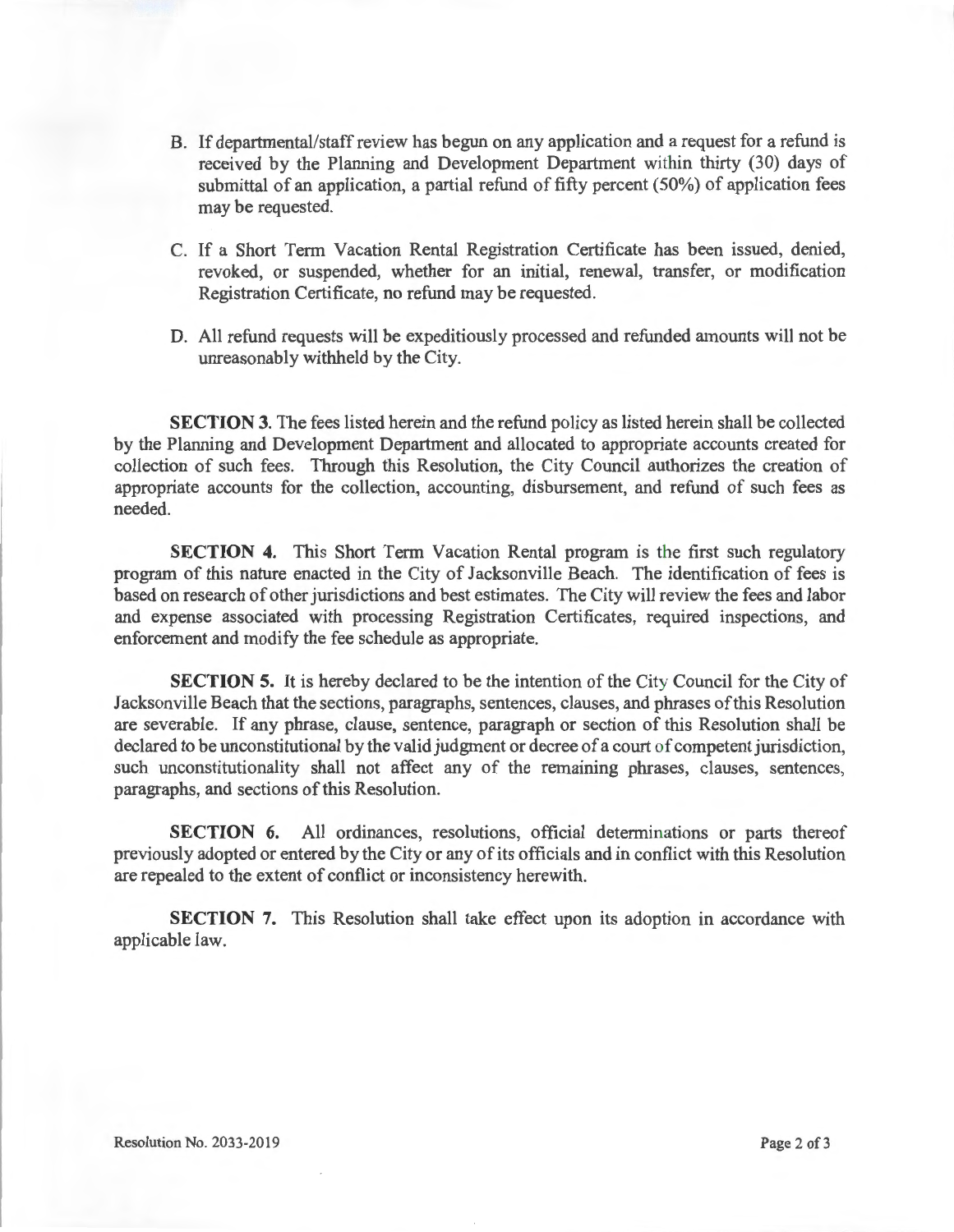B. If departmental/staff review has begun on any application and a request for a refund is received by the Planning and Development Department within thirty (30) days of submittal of an application, a partial refund of fifty percent (50%) of application fees may be requested.

C. If a Short Term Vacation Rental Registration Certificate has been issued, denied, revoked, or suspended, whether for an initial, renewal, transfer, or modification Registration Certificate, no refund may be requested.

D. All refund requests will be expeditiously processed and refunded amounts will not be unreasonably withheld by the City.

**SECTION 3.** The fees listed herein and the refund policy as listed herein shall be collected by the Planning and Development Department and allocated to appropriate accounts created for collection of such fees. Through this Resolution, the City Council authorizes the creation of appropriate accounts for the collection, accounting, disbursement, and refund of such fees as needed.

**SECTION 4.** This Short Term Vacation Rental program is the first such regulatory program of this nature enacted in the City of Jacksonville Beach. The identification of fees is based on research of other jurisdictions and best estimates. The City will review the fees and labor and expense associated with processing Registration Certificates, required inspections, and enforcement and modify the fee schedule as appropriate.

**SECTION 5.** It is hereby declared to be the intention of the City Council for the City of Jacksonville Beach that the sections, paragraphs, sentences, clauses, and phrases of this Resolution are severable. If any phrase, clause, sentence, paragraph or section of this Resolution shall be declared to be unconstitutional by the valid judgment or decree of a court of competent jurisdiction, such unconstitutionality shall not affect any of the remaining phrases, clauses, sentences, paragraphs, and sections of this Resolution.

**SECTION 6.** All ordinances, resolutions, official determinations or parts thereof previously adopted or entered by the City or any of its officials and in conflict with this Resolution are repealed to the extent of conflict or inconsistency herewith.

**SECTION 7.** This Resolution shall take effect upon its adoption in accordance with applicable law.

Resolution No. 2033-2019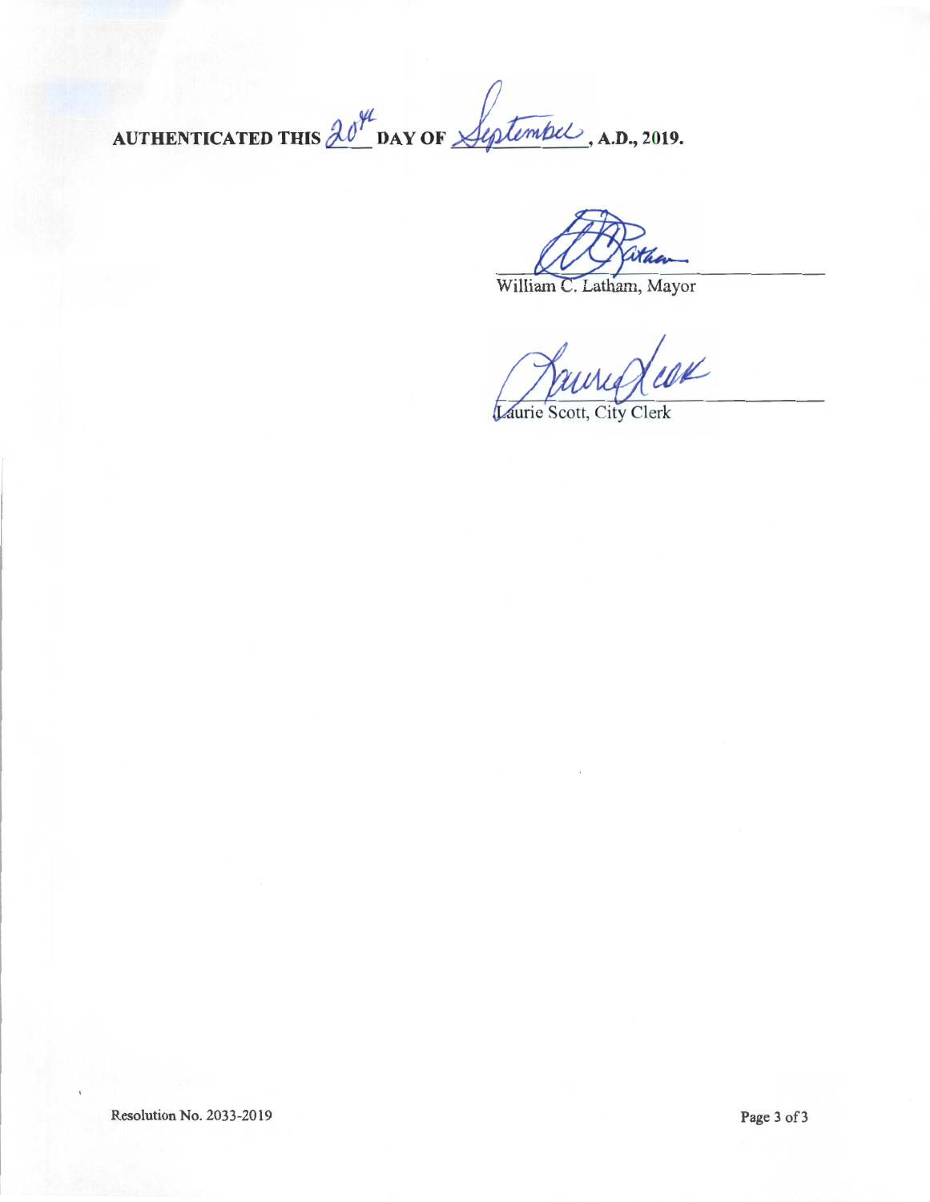**AUTHENTICATED THIS 20th DAY OF September, A.D., 2019.**

William C. Latham, Mayor

Laurie Scott, City Clerk

Resolution No. 2033-2019